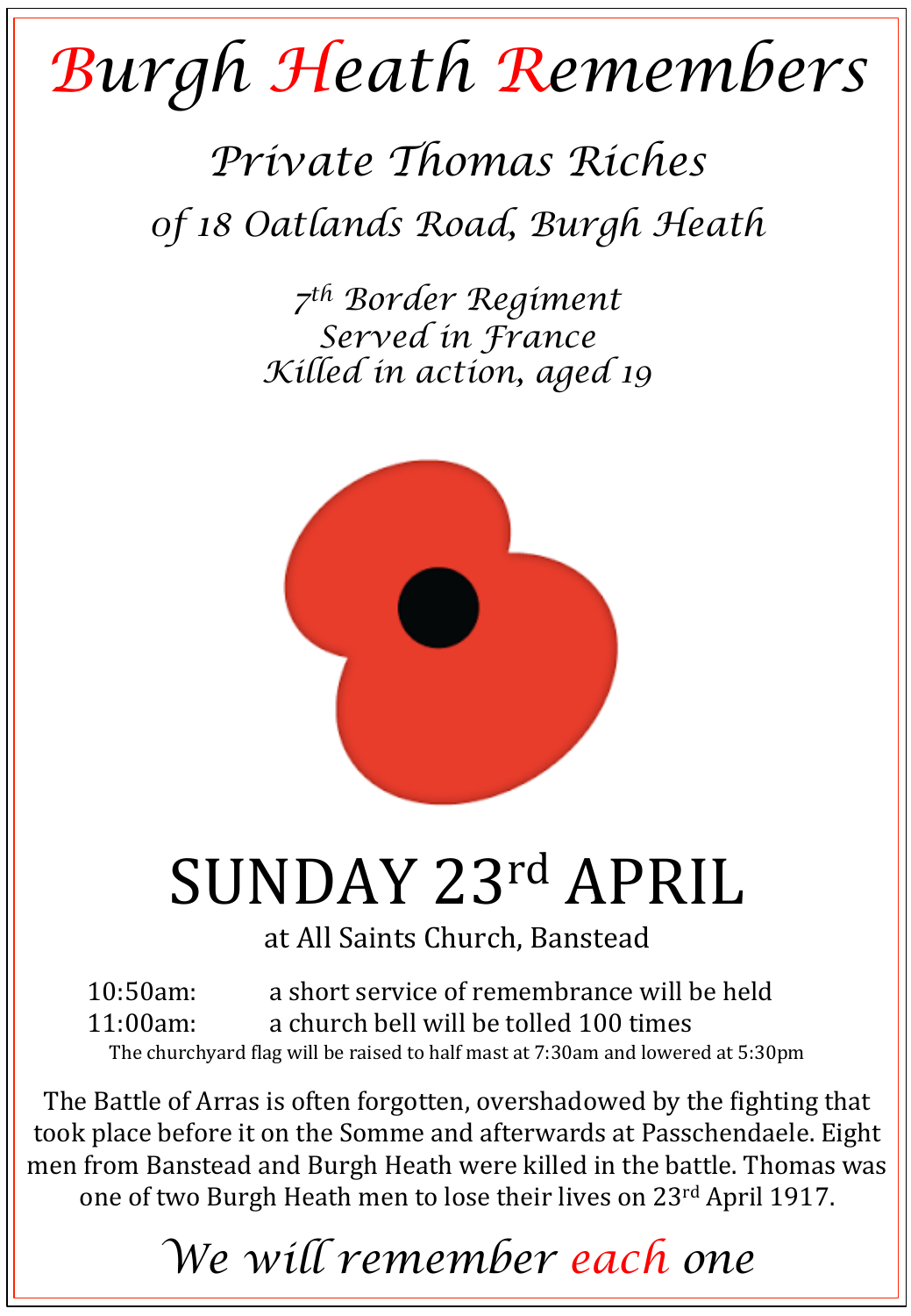# Burgh Heath Remembers

## *Private Thomas Riches*

*of 18 Oatlands Road, Burgh Heath*

*7th Border Regiment*
*Served in France*
*Killed in action, aged 19*

# SUNDAY 23rd APRIL

at All Saints Church, Banstead

10:50am: a short service of remembrance will be held
11:00am: a church bell will be tolled 100 times

The churchyard flag will be raised to half mast at 7:30am and lowered at 5:30pm

The Battle of Arras is often forgotten, overshadowed by the fighting that took place before it on the Somme and afterwards at Passchendaele. Eight men from Banstead and Burgh Heath were killed in the battle. Thomas was one of two Burgh Heath men to lose their lives on 23rd April 1917.

*We will remember each one*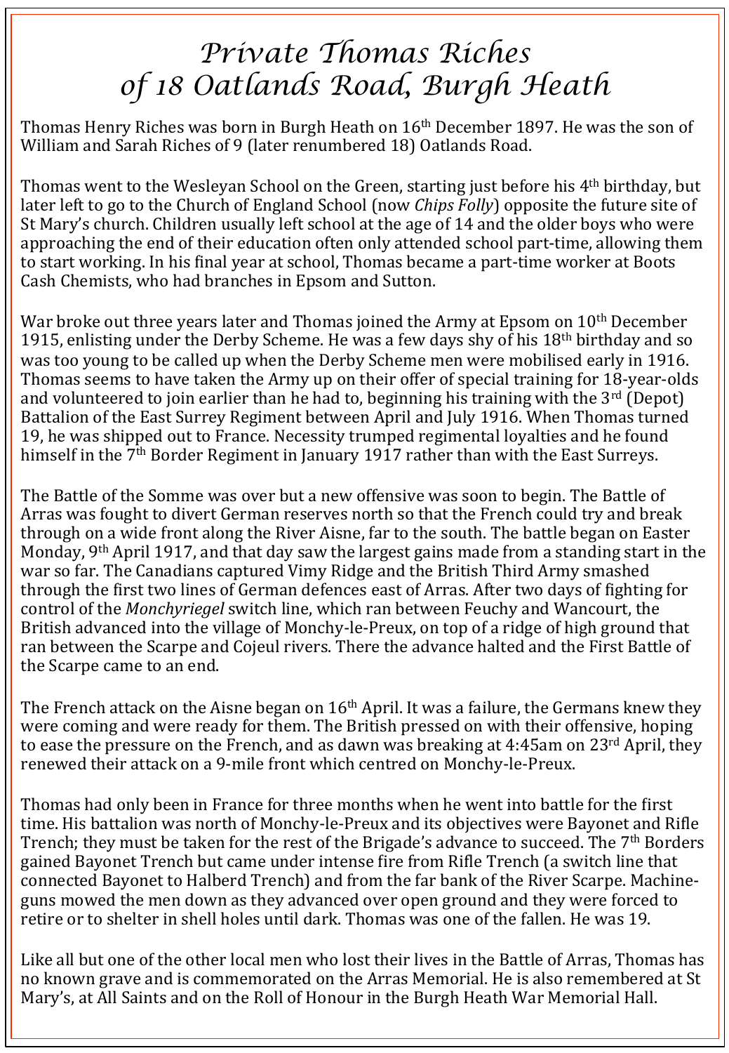# Private Thomas Riches of 18 Oatlands Road, Burgh Heath

Thomas Henry Riches was born in Burgh Heath on 16th December 1897. He was the son of William and Sarah Riches of 9 (later renumbered 18) Oatlands Road.

Thomas went to the Wesleyan School on the Green, starting just before his 4th birthday, but later left to go to the Church of England School (now *Chips Folly*) opposite the future site of St Mary's church. Children usually left school at the age of 14 and the older boys who were approaching the end of their education often only attended school part-time, allowing them to start working. In his final year at school, Thomas became a part-time worker at Boots Cash Chemists, who had branches in Epsom and Sutton.

War broke out three years later and Thomas joined the Army at Epsom on 10th December 1915, enlisting under the Derby Scheme. He was a few days shy of his 18th birthday and so was too young to be called up when the Derby Scheme men were mobilised early in 1916. Thomas seems to have taken the Army up on their offer of special training for 18-year-olds and volunteered to join earlier than he had to, beginning his training with the 3rd (Depot) Battalion of the East Surrey Regiment between April and July 1916. When Thomas turned 19, he was shipped out to France. Necessity trumped regimental loyalties and he found himself in the 7th Border Regiment in January 1917 rather than with the East Surreys.

The Battle of the Somme was over but a new offensive was soon to begin. The Battle of Arras was fought to divert German reserves north so that the French could try and break through on a wide front along the River Aisne, far to the south. The battle began on Easter Monday, 9th April 1917, and that day saw the largest gains made from a standing start in the war so far. The Canadians captured Vimy Ridge and the British Third Army smashed through the first two lines of German defences east of Arras. After two days of fighting for control of the *Monchyriegel* switch line, which ran between Feuchy and Wancourt, the British advanced into the village of Monchy-le-Preux, on top of a ridge of high ground that ran between the Scarpe and Cojeul rivers. There the advance halted and the First Battle of the Scarpe came to an end.

The French attack on the Aisne began on 16th April. It was a failure, the Germans knew they were coming and were ready for them. The British pressed on with their offensive, hoping to ease the pressure on the French, and as dawn was breaking at 4:45am on 23rd April, they renewed their attack on a 9-mile front which centred on Monchy-le-Preux.

Thomas had only been in France for three months when he went into battle for the first time. His battalion was north of Monchy-le-Preux and its objectives were Bayonet and Rifle Trench; they must be taken for the rest of the Brigade's advance to succeed. The 7th Borders gained Bayonet Trench but came under intense fire from Rifle Trench (a switch line that connected Bayonet to Halberd Trench) and from the far bank of the River Scarpe. Machine-guns mowed the men down as they advanced over open ground and they were forced to retire or to shelter in shell holes until dark. Thomas was one of the fallen. He was 19.

Like all but one of the other local men who lost their lives in the Battle of Arras, Thomas has no known grave and is commemorated on the Arras Memorial. He is also remembered at St Mary's, at All Saints and on the Roll of Honour in the Burgh Heath War Memorial Hall.